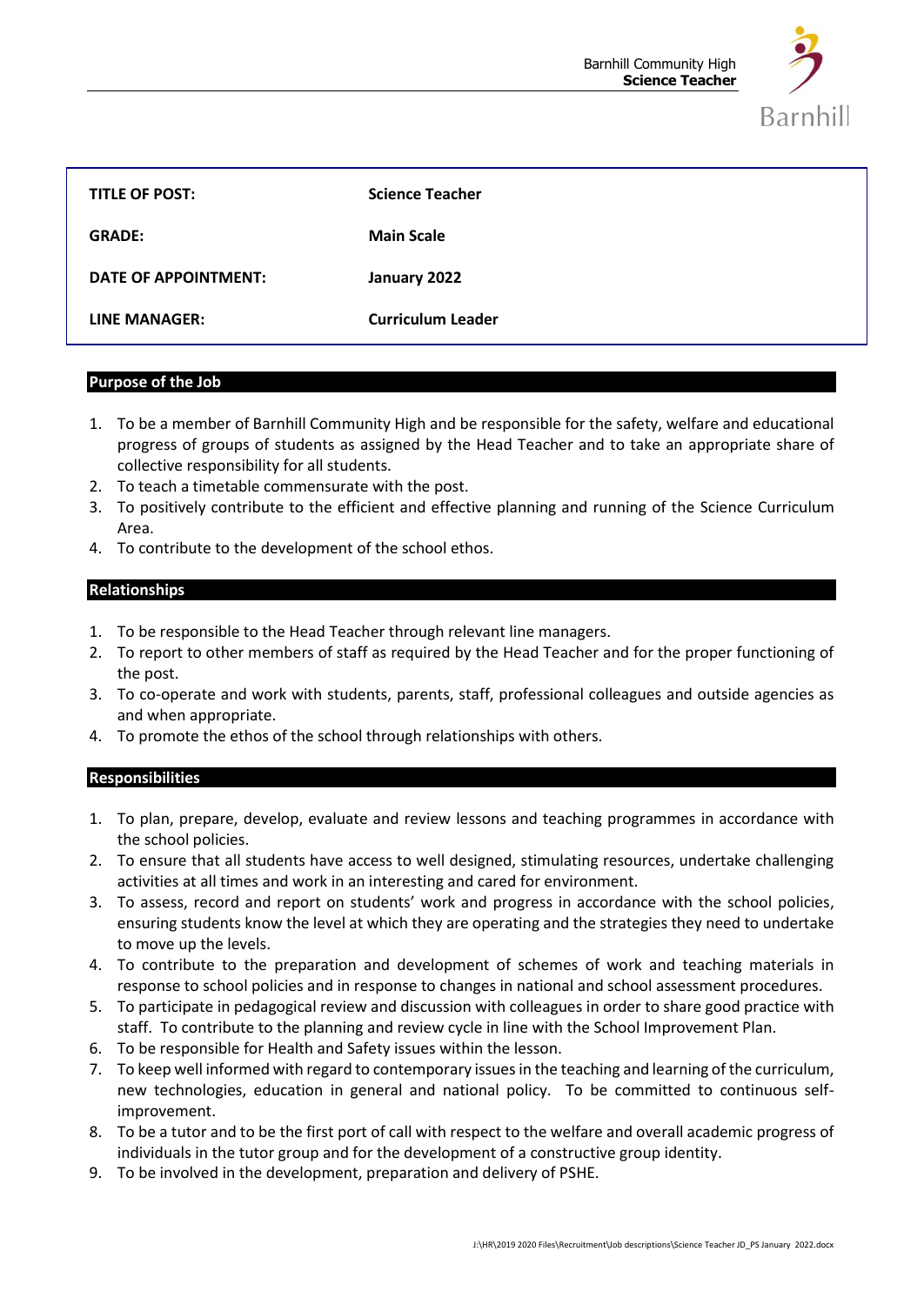| TITLE OF POST: | Science Teacher |
| --- | --- |
| GRADE: | Main Scale |
| DATE OF APPOINTMENT: | January 2022 |
| LINE MANAGER: | Curriculum Leader |

## Purpose of the Job

1. To be a member of Barnhill Community High and be responsible for the safety, welfare and educational progress of groups of students as assigned by the Head Teacher and to take an appropriate share of collective responsibility for all students.
2. To teach a timetable commensurate with the post.
3. To positively contribute to the efficient and effective planning and running of the Science Curriculum Area.
4. To contribute to the development of the school ethos.

## Relationships

1. To be responsible to the Head Teacher through relevant line managers.
2. To report to other members of staff as required by the Head Teacher and for the proper functioning of the post.
3. To co-operate and work with students, parents, staff, professional colleagues and outside agencies as and when appropriate.
4. To promote the ethos of the school through relationships with others.

## Responsibilities

1. To plan, prepare, develop, evaluate and review lessons and teaching programmes in accordance with the school policies.
2. To ensure that all students have access to well designed, stimulating resources, undertake challenging activities at all times and work in an interesting and cared for environment.
3. To assess, record and report on students' work and progress in accordance with the school policies, ensuring students know the level at which they are operating and the strategies they need to undertake to move up the levels.
4. To contribute to the preparation and development of schemes of work and teaching materials in response to school policies and in response to changes in national and school assessment procedures.
5. To participate in pedagogical review and discussion with colleagues in order to share good practice with staff. To contribute to the planning and review cycle in line with the School Improvement Plan.
6. To be responsible for Health and Safety issues within the lesson.
7. To keep well informed with regard to contemporary issues in the teaching and learning of the curriculum, new technologies, education in general and national policy. To be committed to continuous self-improvement.
8. To be a tutor and to be the first port of call with respect to the welfare and overall academic progress of individuals in the tutor group and for the development of a constructive group identity.
9. To be involved in the development, preparation and delivery of PSHE.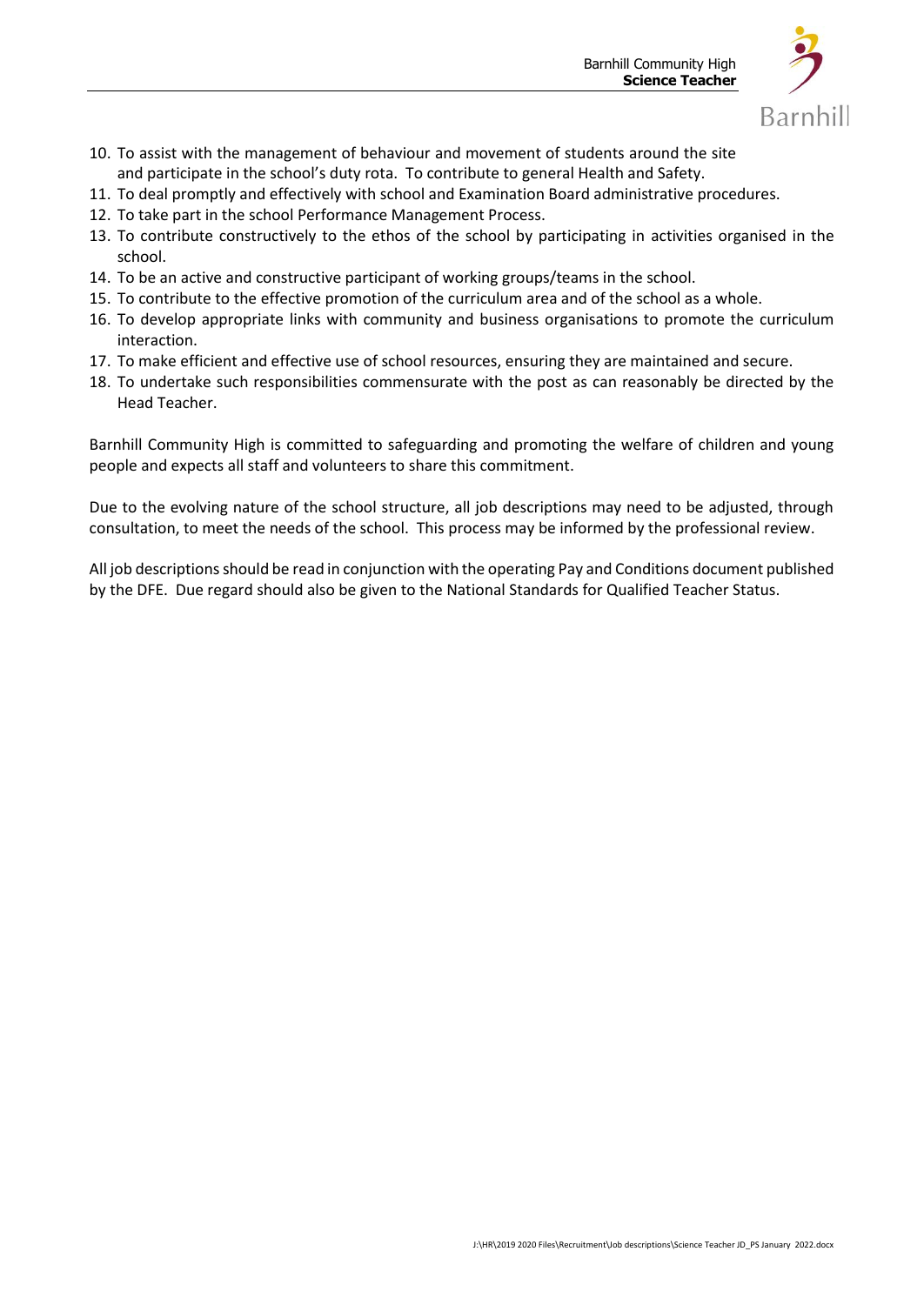10. To assist with the management of behaviour and movement of students around the site and participate in the school's duty rota. To contribute to general Health and Safety.
11. To deal promptly and effectively with school and Examination Board administrative procedures.
12. To take part in the school Performance Management Process.
13. To contribute constructively to the ethos of the school by participating in activities organised in the school.
14. To be an active and constructive participant of working groups/teams in the school.
15. To contribute to the effective promotion of the curriculum area and of the school as a whole.
16. To develop appropriate links with community and business organisations to promote the curriculum interaction.
17. To make efficient and effective use of school resources, ensuring they are maintained and secure.
18. To undertake such responsibilities commensurate with the post as can reasonably be directed by the Head Teacher.

Barnhill Community High is committed to safeguarding and promoting the welfare of children and young people and expects all staff and volunteers to share this commitment.

Due to the evolving nature of the school structure, all job descriptions may need to be adjusted, through consultation, to meet the needs of the school. This process may be informed by the professional review.

All job descriptions should be read in conjunction with the operating Pay and Conditions document published by the DFE. Due regard should also be given to the National Standards for Qualified Teacher Status.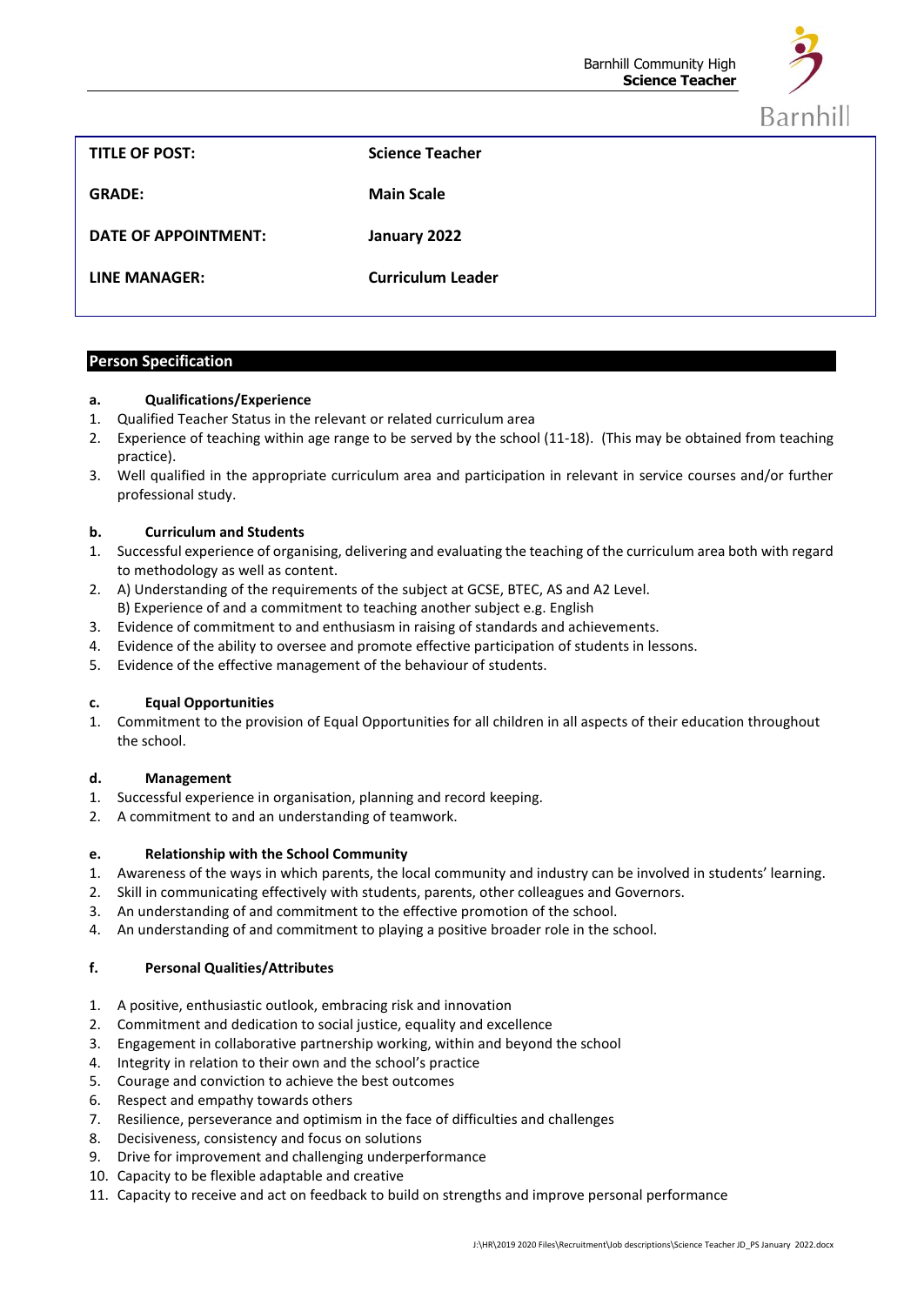| | |
|---|---|
| **TITLE OF POST:** | **Science Teacher** |
| **GRADE:** | **Main Scale** |
| **DATE OF APPOINTMENT:** | **January 2022** |
| **LINE MANAGER:** | **Curriculum Leader** |

## Person Specification

**a. Qualifications/Experience**

1. Qualified Teacher Status in the relevant or related curriculum area
2. Experience of teaching within age range to be served by the school (11-18). (This may be obtained from teaching practice).
3. Well qualified in the appropriate curriculum area and participation in relevant in service courses and/or further professional study.

**b. Curriculum and Students**

1. Successful experience of organising, delivering and evaluating the teaching of the curriculum area both with regard to methodology as well as content.
2. A) Understanding of the requirements of the subject at GCSE, BTEC, AS and A2 Level.
   B) Experience of and a commitment to teaching another subject e.g. English
3. Evidence of commitment to and enthusiasm in raising of standards and achievements.
4. Evidence of the ability to oversee and promote effective participation of students in lessons.
5. Evidence of the effective management of the behaviour of students.

**c. Equal Opportunities**

1. Commitment to the provision of Equal Opportunities for all children in all aspects of their education throughout the school.

**d. Management**

1. Successful experience in organisation, planning and record keeping.
2. A commitment to and an understanding of teamwork.

**e. Relationship with the School Community**

1. Awareness of the ways in which parents, the local community and industry can be involved in students' learning.
2. Skill in communicating effectively with students, parents, other colleagues and Governors.
3. An understanding of and commitment to the effective promotion of the school.
4. An understanding of and commitment to playing a positive broader role in the school.

**f. Personal Qualities/Attributes**

1. A positive, enthusiastic outlook, embracing risk and innovation
2. Commitment and dedication to social justice, equality and excellence
3. Engagement in collaborative partnership working, within and beyond the school
4. Integrity in relation to their own and the school's practice
5. Courage and conviction to achieve the best outcomes
6. Respect and empathy towards others
7. Resilience, perseverance and optimism in the face of difficulties and challenges
8. Decisiveness, consistency and focus on solutions
9. Drive for improvement and challenging underperformance
10. Capacity to be flexible adaptable and creative
11. Capacity to receive and act on feedback to build on strengths and improve personal performance